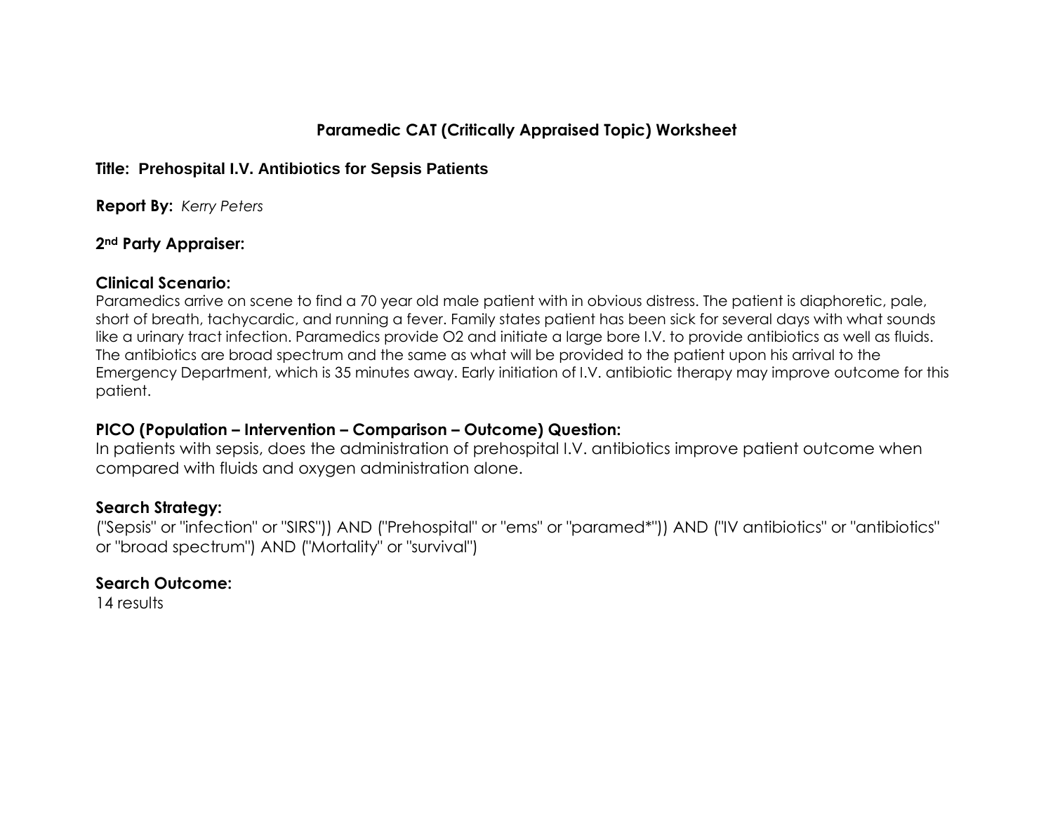# Paramedic CAT (Critically Appraised Topic) Worksheet

**Title: Prehospital I.V. Antibiotics for Sepsis Patients**

**Report By:** *Kerry Peters*

**2nd Party Appraiser:**

## Clinical Scenario:

Paramedics arrive on scene to find a 70 year old male patient with in obvious distress. The patient is diaphoretic, pale, short of breath, tachycardic, and running a fever. Family states patient has been sick for several days with what sounds like a urinary tract infection. Paramedics provide O2 and initiate a large bore I.V. to provide antibiotics as well as fluids. The antibiotics are broad spectrum and the same as what will be provided to the patient upon his arrival to the Emergency Department, which is 35 minutes away. Early initiation of I.V. antibiotic therapy may improve outcome for this patient.

## PICO (Population – Intervention – Comparison – Outcome) Question:

In patients with sepsis, does the administration of prehospital I.V. antibiotics improve patient outcome when compared with fluids and oxygen administration alone.

## Search Strategy:

("Sepsis" or "infection" or "SIRS")) AND ("Prehospital" or "ems" or "paramed*")) AND ("IV antibiotics" or "antibiotics" or "broad spectrum") AND ("Mortality" or "survival")

## Search Outcome:

14 results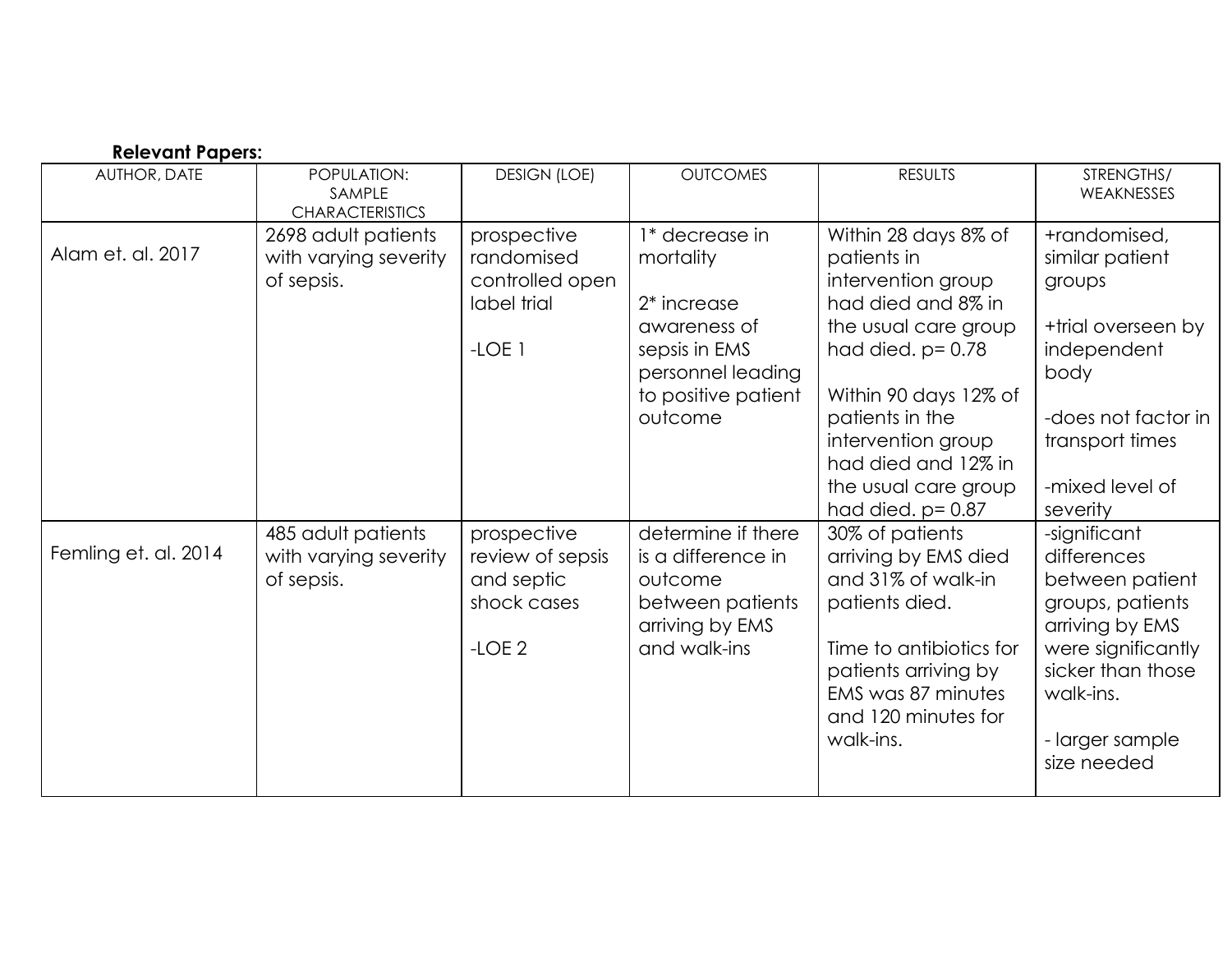**Relevant Papers:**

| AUTHOR, DATE | POPULATION: SAMPLE CHARACTERISTICS | DESIGN (LOE) | OUTCOMES | RESULTS | STRENGTHS/ WEAKNESSES |
|---|---|---|---|---|---|
| Alam et. al. 2017 | 2698 adult patients with varying severity of sepsis. | prospective randomised controlled open label trial<br><br>-LOE 1 | 1* decrease in mortality<br><br>2* increase awareness of sepsis in EMS personnel leading to positive patient outcome | Within 28 days 8% of patients in intervention group had died and 8% in the usual care group had died. p= 0.78<br><br>Within 90 days 12% of patients in the intervention group had died and 12% in the usual care group had died. p= 0.87 | +randomised, similar patient groups<br><br>+trial overseen by independent body<br><br>-does not factor in transport times<br><br>-mixed level of severity |
| Femling et. al. 2014 | 485 adult patients with varying severity of sepsis. | prospective review of sepsis and septic shock cases<br><br>-LOE 2 | determine if there is a difference in outcome between patients arriving by EMS and walk-ins | 30% of patients arriving by EMS died and 31% of walk-in patients died.<br><br>Time to antibiotics for patients arriving by EMS was 87 minutes and 120 minutes for walk-ins. | -significant differences between patient groups, patients arriving by EMS were significantly sicker than those walk-ins.<br><br>- larger sample size needed |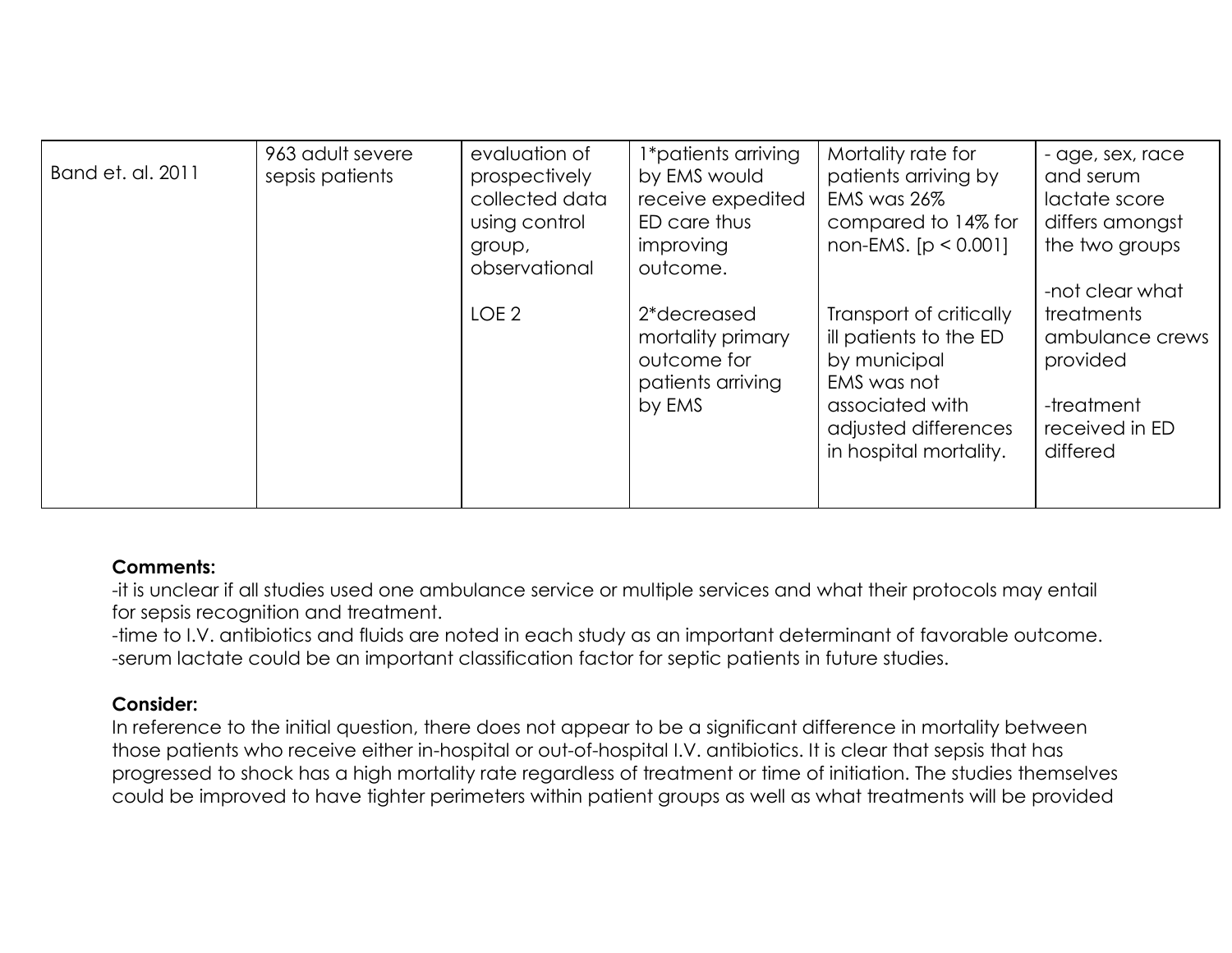| | | | | | |
|---|---|---|---|---|---|
| Band et. al. 2011 | 963 adult severe sepsis patients | evaluation of prospectively collected data using control group, observational<br><br>LOE 2 | 1*patients arriving by EMS would receive expedited ED care thus improving outcome.<br><br>2*decreased mortality primary outcome for patients arriving by EMS | Mortality rate for patients arriving by EMS was 26% compared to 14% for non-EMS. [p < 0.001]<br><br>Transport of critically ill patients to the ED by municipal EMS was not associated with adjusted differences in hospital mortality. | - age, sex, race and serum lactate score differs amongst the two groups<br><br>-not clear what treatments ambulance crews provided<br><br>-treatment received in ED differed |

**Comments:**

-it is unclear if all studies used one ambulance service or multiple services and what their protocols may entail for sepsis recognition and treatment.

-time to I.V. antibiotics and fluids are noted in each study as an important determinant of favorable outcome.

-serum lactate could be an important classification factor for septic patients in future studies.

**Consider:**

In reference to the initial question, there does not appear to be a significant difference in mortality between those patients who receive either in-hospital or out-of-hospital I.V. antibiotics. It is clear that sepsis that has progressed to shock has a high mortality rate regardless of treatment or time of initiation. The studies themselves could be improved to have tighter perimeters within patient groups as well as what treatments will be provided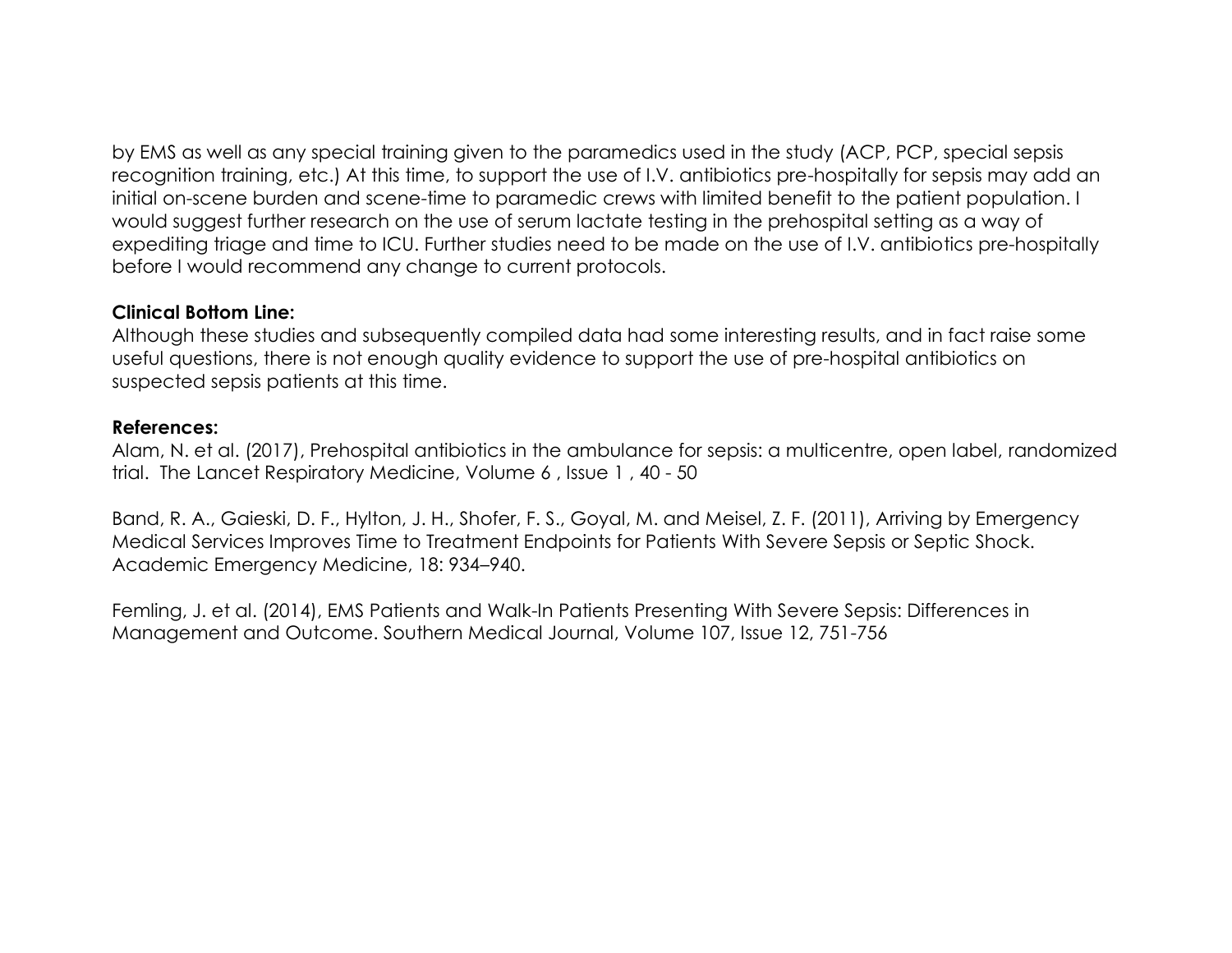by EMS as well as any special training given to the paramedics used in the study (ACP, PCP, special sepsis recognition training, etc.) At this time, to support the use of I.V. antibiotics pre-hospitally for sepsis may add an initial on-scene burden and scene-time to paramedic crews with limited benefit to the patient population. I would suggest further research on the use of serum lactate testing in the prehospital setting as a way of expediting triage and time to ICU. Further studies need to be made on the use of I.V. antibiotics pre-hospitally before I would recommend any change to current protocols.

**Clinical Bottom Line:**
Although these studies and subsequently compiled data had some interesting results, and in fact raise some useful questions, there is not enough quality evidence to support the use of pre-hospital antibiotics on suspected sepsis patients at this time.

**References:**
Alam, N. et al. (2017), Prehospital antibiotics in the ambulance for sepsis: a multicentre, open label, randomized trial. The Lancet Respiratory Medicine, Volume 6 , Issue 1 , 40 - 50

Band, R. A., Gaieski, D. F., Hylton, J. H., Shofer, F. S., Goyal, M. and Meisel, Z. F. (2011), Arriving by Emergency Medical Services Improves Time to Treatment Endpoints for Patients With Severe Sepsis or Septic Shock. Academic Emergency Medicine, 18: 934–940.

Femling, J. et al. (2014), EMS Patients and Walk-In Patients Presenting With Severe Sepsis: Differences in Management and Outcome. Southern Medical Journal, Volume 107, Issue 12, 751-756